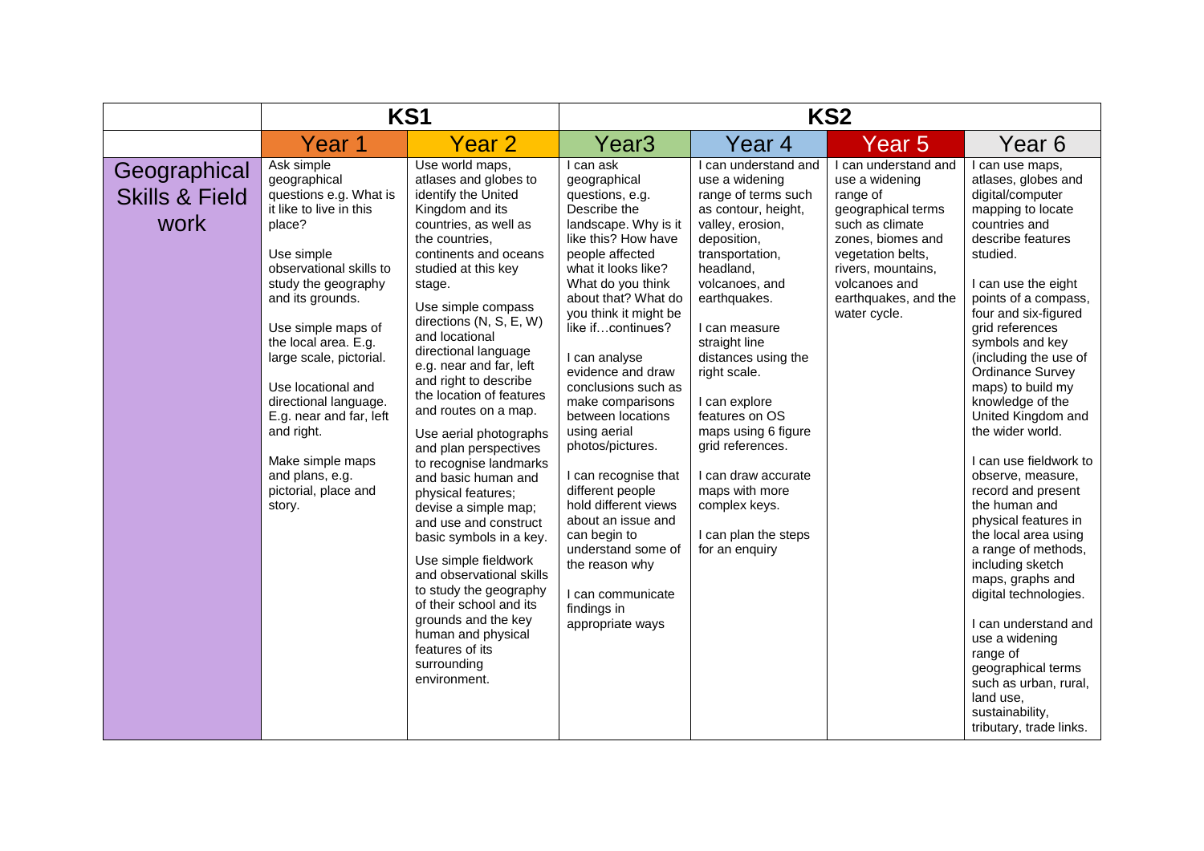| | KS1 | | KS2 | | | |
|---|---|---|---|---|---|---|
| | Year 1 | Year 2 | Year3 | Year 4 | Year 5 | Year 6 |
| Geographical Skills & Field work | Ask simple geographical questions e.g. What is it like to live in this place?<br><br>Use simple observational skills to study the geography and its grounds.<br><br>Use simple maps of the local area. E.g. large scale, pictorial.<br><br>Use locational and directional language. E.g. near and far, left and right.<br><br>Make simple maps and plans, e.g. pictorial, place and story. | Use world maps, atlases and globes to identify the United Kingdom and its countries, as well as the countries, continents and oceans studied at this key stage.<br><br>Use simple compass directions (N, S, E, W) and locational directional language e.g. near and far, left and right to describe the location of features and routes on a map.<br><br>Use aerial photographs and plan perspectives to recognise landmarks and basic human and physical features; devise a simple map; and use and construct basic symbols in a key.<br><br>Use simple fieldwork and observational skills to study the geography of their school and its grounds and the key human and physical features of its surrounding environment. | I can ask geographical questions, e.g. Describe the landscape. Why is it like this? How have people affected what it looks like? What do you think about that? What do you think it might be like if…continues?<br><br>I can analyse evidence and draw conclusions such as make comparisons between locations using aerial photos/pictures.<br><br>I can recognise that different people hold different views about an issue and can begin to understand some of the reason why<br><br>I can communicate findings in appropriate ways | I can understand and use a widening range of terms such as contour, height, valley, erosion, deposition, transportation, headland, volcanoes, and earthquakes.<br><br>I can measure straight line distances using the right scale.<br><br>I can explore features on OS maps using 6 figure grid references.<br><br>I can draw accurate maps with more complex keys.<br><br>I can plan the steps for an enquiry | I can understand and use a widening range of geographical terms such as climate zones, biomes and vegetation belts, rivers, mountains, volcanoes and earthquakes, and the water cycle. | I can use maps, atlases, globes and digital/computer mapping to locate countries and describe features studied.<br><br>I can use the eight points of a compass, four and six-figured grid references symbols and key (including the use of Ordinance Survey maps) to build my knowledge of the United Kingdom and the wider world.<br><br>I can use fieldwork to observe, measure, record and present the human and physical features in the local area using a range of methods, including sketch maps, graphs and digital technologies.<br><br>I can understand and use a widening range of geographical terms such as urban, rural, land use, sustainability, tributary, trade links. |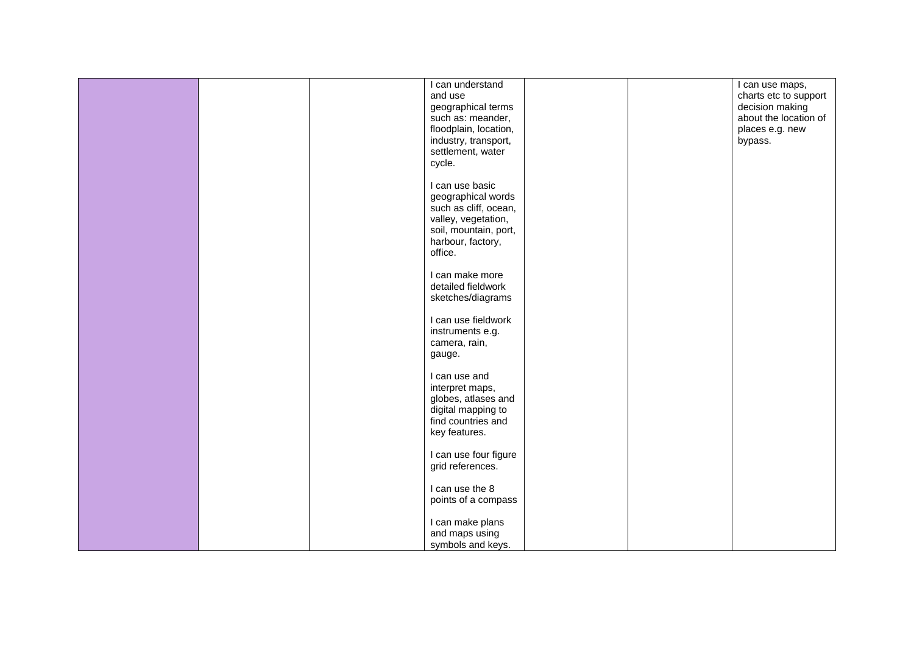| | | | | | | |
|---|---|---|---|---|---|---|
| | | | I can understand and use geographical terms such as: meander, floodplain, location, industry, transport, settlement, water cycle.<br><br>I can use basic geographical words such as cliff, ocean, valley, vegetation, soil, mountain, port, harbour, factory, office.<br><br>I can make more detailed fieldwork sketches/diagrams<br><br>I can use fieldwork instruments e.g. camera, rain, gauge.<br><br>I can use and interpret maps, globes, atlases and digital mapping to find countries and key features.<br><br>I can use four figure grid references.<br><br>I can use the 8 points of a compass<br><br>I can make plans and maps using symbols and keys. | | | I can use maps, charts etc to support decision making about the location of places e.g. new bypass. |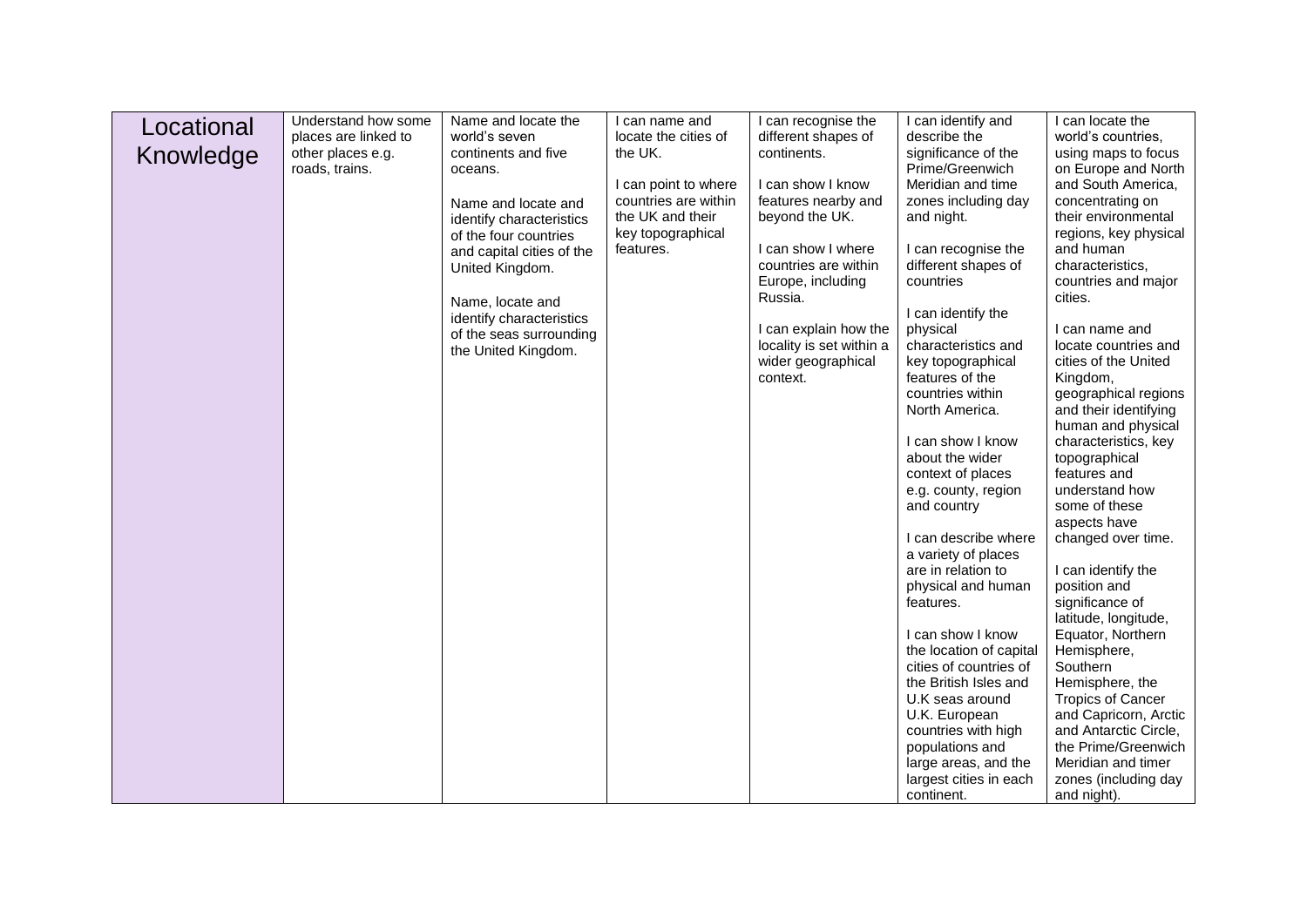| Locational Knowledge | Understand how some places are linked to other places e.g. roads, trains. | Name and locate the world's seven continents and five oceans.<br><br>Name and locate and identify characteristics of the four countries and capital cities of the United Kingdom.<br><br>Name, locate and identify characteristics of the seas surrounding the United Kingdom. | I can name and locate the cities of the UK.<br><br>I can point to where countries are within the UK and their key topographical features. | I can recognise the different shapes of continents.<br><br>I can show I know features nearby and beyond the UK.<br><br>I can show I where countries are within Europe, including Russia.<br><br>I can explain how the locality is set within a wider geographical context. | I can identify and describe the significance of the Prime/Greenwich Meridian and time zones including day and night.<br><br>I can recognise the different shapes of countries<br><br>I can identify the physical characteristics and key topographical features of the countries within North America.<br><br>I can show I know about the wider context of places e.g. county, region and country<br><br>I can describe where a variety of places are in relation to physical and human features.<br><br>I can show I know the location of capital cities of countries of the British Isles and U.K seas around U.K. European countries with high populations and large areas, and the largest cities in each continent. | I can locate the world's countries, using maps to focus on Europe and North and South America, concentrating on their environmental regions, key physical and human characteristics, countries and major cities.<br><br>I can name and locate countries and cities of the United Kingdom, geographical regions and their identifying human and physical characteristics, key topographical features and understand how some of these aspects have changed over time.<br><br>I can identify the position and significance of latitude, longitude, Equator, Northern Hemisphere, Southern Hemisphere, the Tropics of Cancer and Capricorn, Arctic and Antarctic Circle, the Prime/Greenwich Meridian and timer zones (including day and night). |
|---|---|---|---|---|---|---|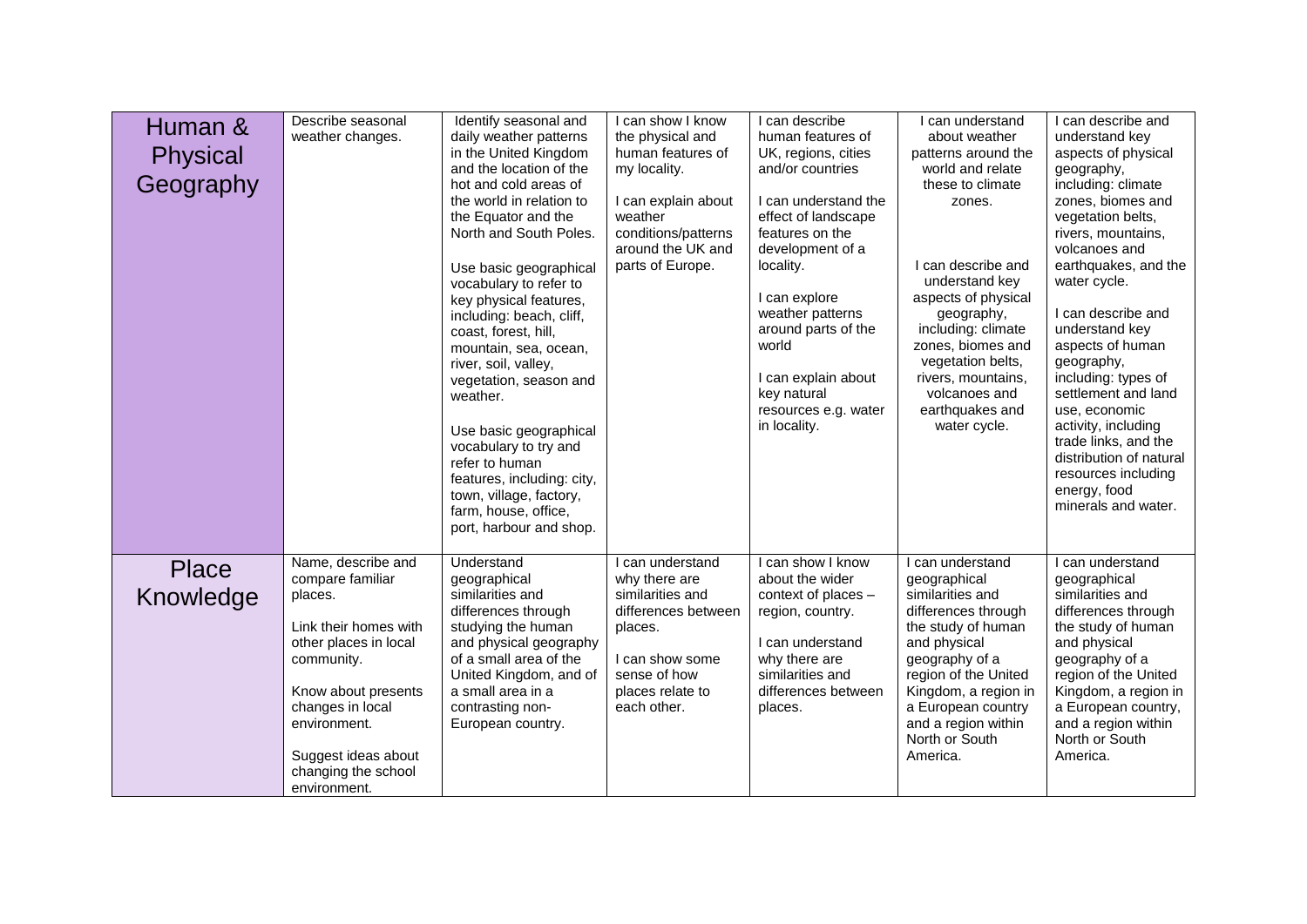| | | | | | | |
|---|---|---|---|---|---|---|
| Human & Physical Geography | Describe seasonal weather changes. | Identify seasonal and daily weather patterns in the United Kingdom and the location of the hot and cold areas of the world in relation to the Equator and the North and South Poles.<br><br>Use basic geographical vocabulary to refer to key physical features, including: beach, cliff, coast, forest, hill, mountain, sea, ocean, river, soil, valley, vegetation, season and weather.<br><br>Use basic geographical vocabulary to try and refer to human features, including: city, town, village, factory, farm, house, office, port, harbour and shop. | I can show I know the physical and human features of my locality.<br><br>I can explain about weather conditions/patterns around the UK and parts of Europe. | I can describe human features of UK, regions, cities and/or countries<br><br>I can understand the effect of landscape features on the development of a locality.<br><br>I can explore weather patterns around parts of the world<br><br>I can explain about key natural resources e.g. water in locality. | I can understand about weather patterns around the world and relate these to climate zones.<br><br>I can describe and understand key aspects of physical geography, including: climate zones, biomes and vegetation belts, rivers, mountains, volcanoes and earthquakes and water cycle. | I can describe and understand key aspects of physical geography, including: climate zones, biomes and vegetation belts, rivers, mountains, volcanoes and earthquakes, and the water cycle.<br><br>I can describe and understand key aspects of human geography, including: types of settlement and land use, economic activity, including trade links, and the distribution of natural resources including energy, food minerals and water. |
| Place Knowledge | Name, describe and compare familiar places.<br><br>Link their homes with other places in local community.<br><br>Know about presents changes in local environment.<br><br>Suggest ideas about changing the school environment. | Understand geographical similarities and differences through studying the human and physical geography of a small area of the United Kingdom, and of a small area in a contrasting non-European country. | I can understand why there are similarities and differences between places.<br><br>I can show some sense of how places relate to each other. | I can show I know about the wider context of places – region, country.<br><br>I can understand why there are similarities and differences between places. | I can understand geographical similarities and differences through the study of human and physical geography of a region of the United Kingdom, a region in a European country and a region within North or South America. | I can understand geographical similarities and differences through the study of human and physical geography of a region of the United Kingdom, a region in a European country, and a region within North or South America. |